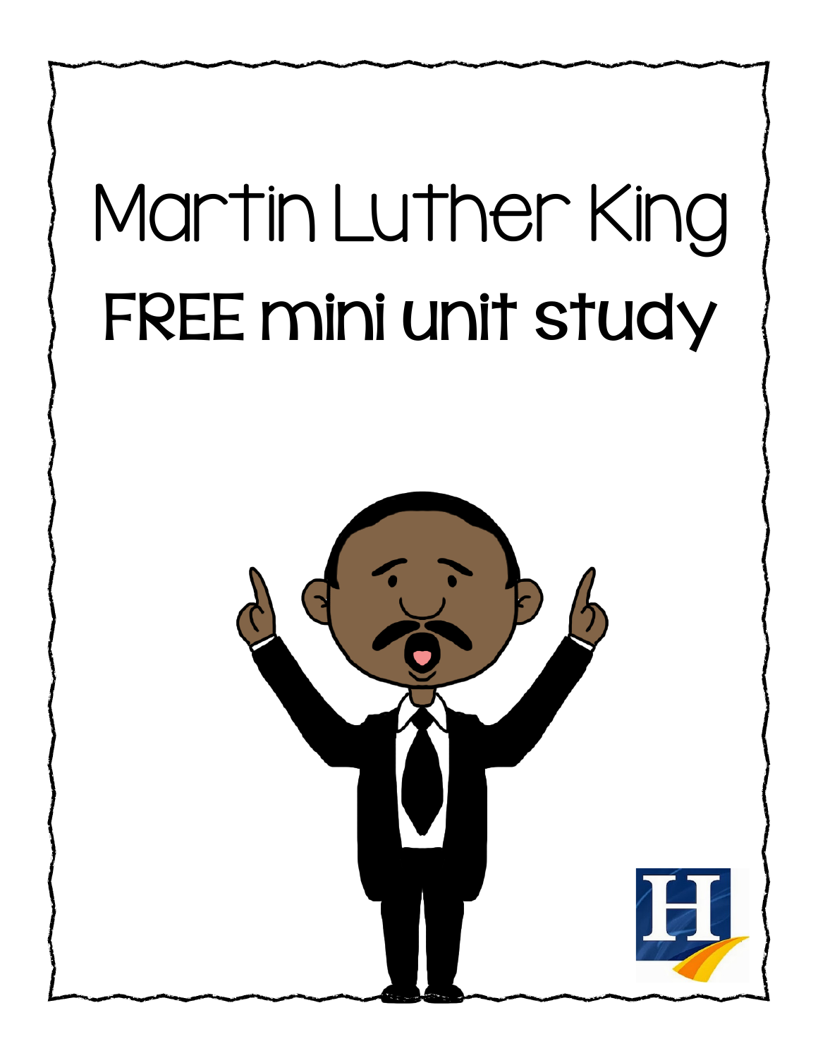# Martin Luther King

## FREE mini unit study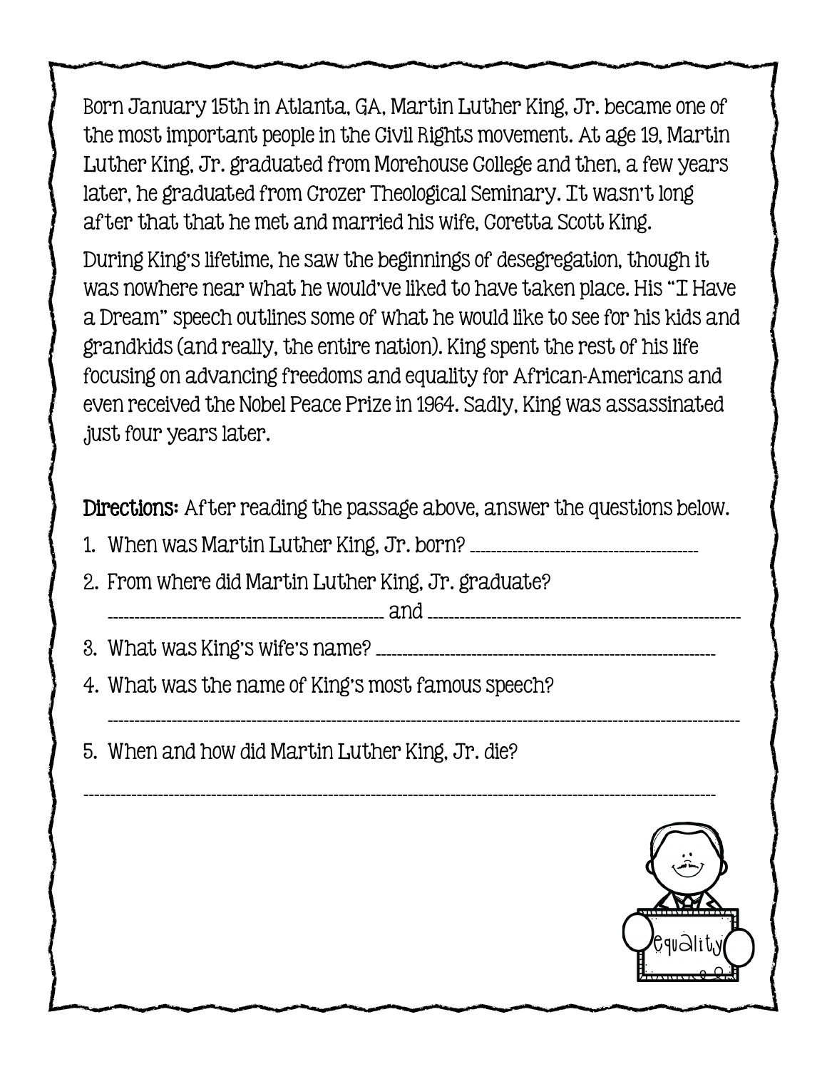Born January 15th in Atlanta, GA, Martin Luther King, Jr. became one of the most important people in the Civil Rights movement. At age 19, Martin Luther King, Jr. graduated from Morehouse College and then, a few years later, he graduated from Crozer Theological Seminary. It wasn't long after that that he met and married his wife, Coretta Scott King.

During King's lifetime, he saw the beginnings of desegregation, though it was nowhere near what he would've liked to have taken place. His "I Have a Dream" speech outlines some of what he would like to see for his kids and grandkids (and really, the entire nation). King spent the rest of his life focusing on advancing freedoms and equality for African-Americans and even received the Nobel Peace Prize in 1964. Sadly, King was assassinated just four years later.

**Directions:** After reading the passage above, answer the questions below.

1. When was Martin Luther King, Jr. born? ____________________
2. From where did Martin Luther King, Jr. graduate?
   ____________________ and ____________________
3. What was King's wife's name? ____________________
4. What was the name of King's most famous speech?
   ____________________
5. When and how did Martin Luther King, Jr. die?

____________________

equality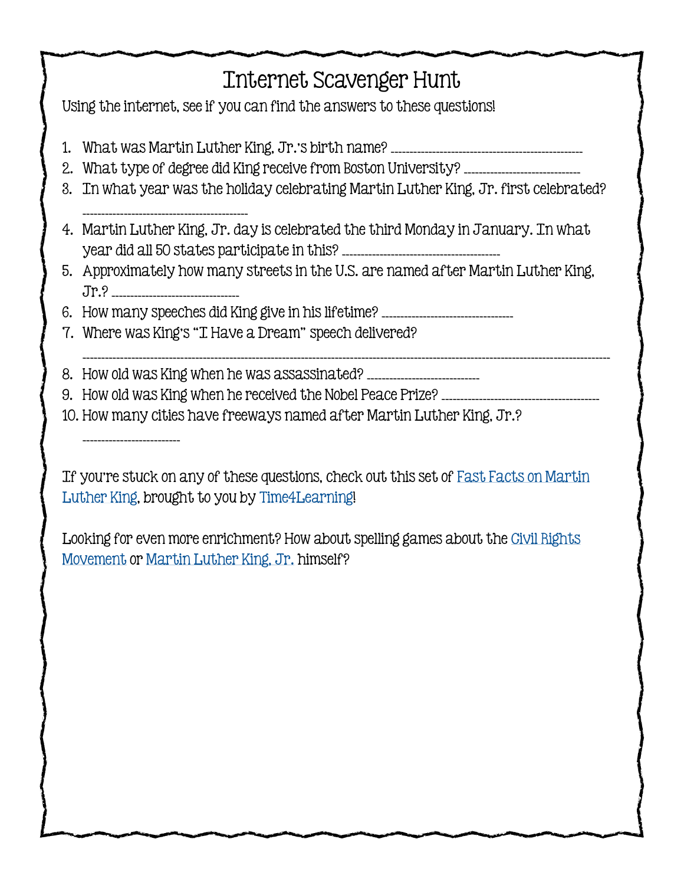# Internet Scavenger Hunt

Using the internet, see if you can find the answers to these questions!

1. What was Martin Luther King, Jr.'s birth name? ______________________
2. What type of degree did King receive from Boston University? ______________
3. In what year was the holiday celebrating Martin Luther King, Jr. first celebrated? ______________________
4. Martin Luther King, Jr. day is celebrated the third Monday in January. In what year did all 50 states participate in this? ______________________
5. Approximately how many streets in the U.S. are named after Martin Luther King, Jr.? ________________
6. How many speeches did King give in his lifetime? ________________
7. Where was King's "I Have a Dream" speech delivered? ______________________________________________
8. How old was King when he was assassinated? ______________
9. How old was King when he received the Nobel Peace Prize? ____________________
10. How many cities have freeways named after Martin Luther King, Jr.? ____________

If you're stuck on any of these questions, check out this set of Fast Facts on Martin Luther King, brought to you by Time4Learning!

Looking for even more enrichment? How about spelling games about the Civil Rights Movement or Martin Luther King, Jr. himself?